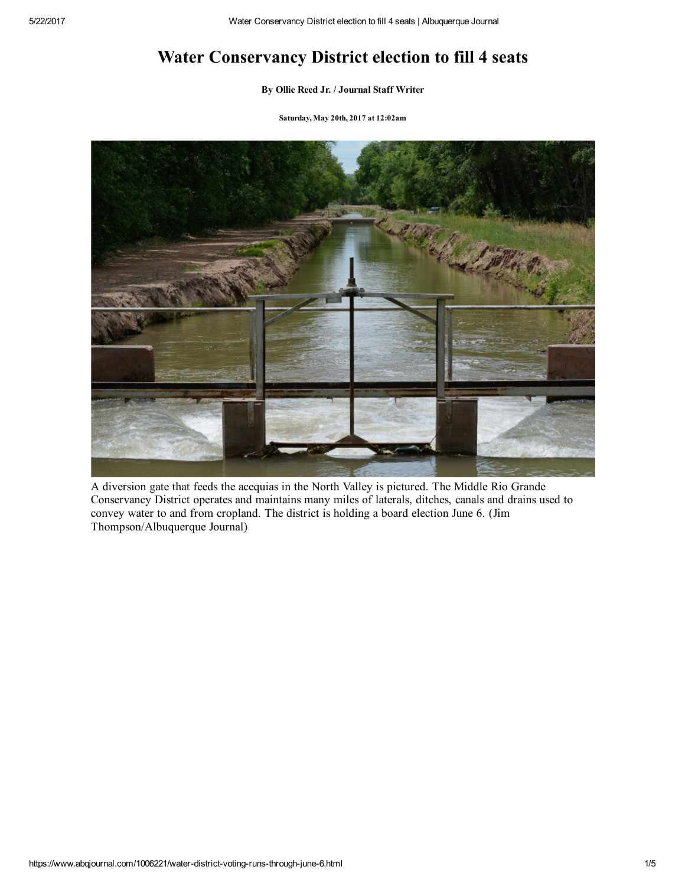# Water Conservancy District election to fill 4 seats

**By Ollie Reed Jr. / Journal Staff Writer**

**Saturday, May 20th, 2017 at 12:02am**

A diversion gate that feeds the acequias in the North Valley is pictured. The Middle Rio Grande Conservancy District operates and maintains many miles of laterals, ditches, canals and drains used to convey water to and from cropland. The district is holding a board election June 6. (Jim Thompson/Albuquerque Journal)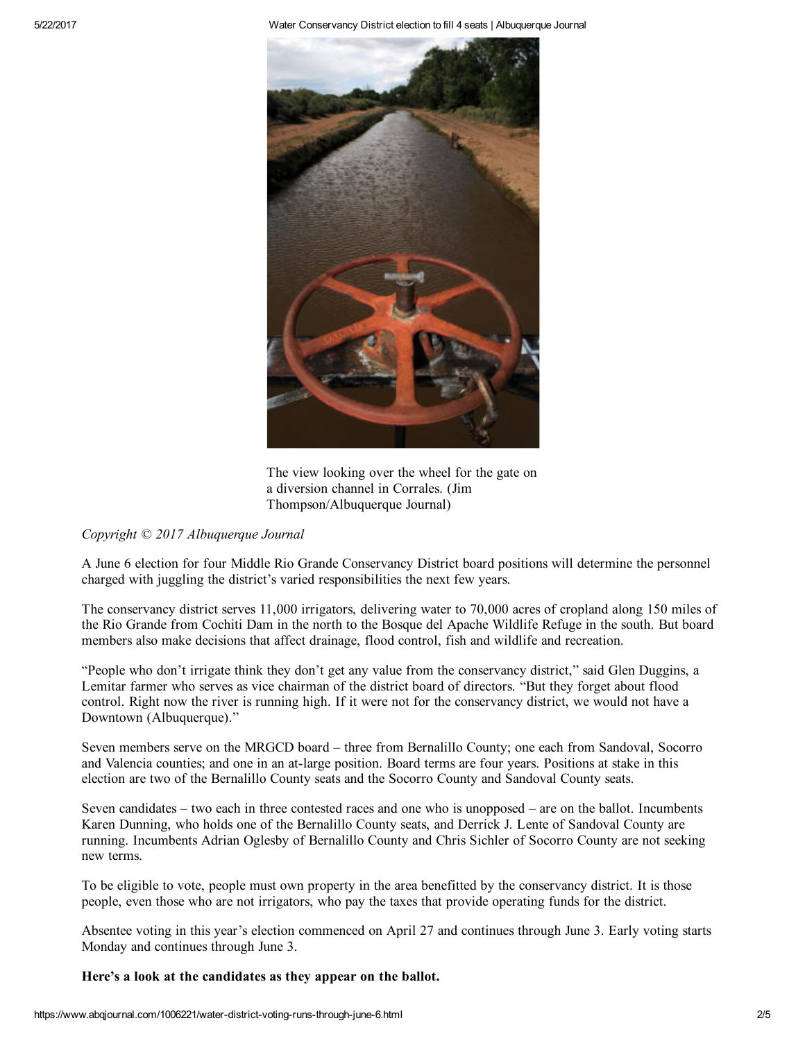The view looking over the wheel for the gate on a diversion channel in Corrales. (Jim Thompson/Albuquerque Journal)

*Copyright © 2017 Albuquerque Journal*

A June 6 election for four Middle Rio Grande Conservancy District board positions will determine the personnel charged with juggling the district's varied responsibilities the next few years.

The conservancy district serves 11,000 irrigators, delivering water to 70,000 acres of cropland along 150 miles of the Rio Grande from Cochiti Dam in the north to the Bosque del Apache Wildlife Refuge in the south. But board members also make decisions that affect drainage, flood control, fish and wildlife and recreation.

"People who don't irrigate think they don't get any value from the conservancy district," said Glen Duggins, a Lemitar farmer who serves as vice chairman of the district board of directors. "But they forget about flood control. Right now the river is running high. If it were not for the conservancy district, we would not have a Downtown (Albuquerque)."

Seven members serve on the MRGCD board – three from Bernalillo County; one each from Sandoval, Socorro and Valencia counties; and one in an at-large position. Board terms are four years. Positions at stake in this election are two of the Bernalillo County seats and the Socorro County and Sandoval County seats.

Seven candidates – two each in three contested races and one who is unopposed – are on the ballot. Incumbents Karen Dunning, who holds one of the Bernalillo County seats, and Derrick J. Lente of Sandoval County are running. Incumbents Adrian Oglesby of Bernalillo County and Chris Sichler of Socorro County are not seeking new terms.

To be eligible to vote, people must own property in the area benefitted by the conservancy district. It is those people, even those who are not irrigators, who pay the taxes that provide operating funds for the district.

Absentee voting in this year's election commenced on April 27 and continues through June 3. Early voting starts Monday and continues through June 3.

**Here's a look at the candidates as they appear on the ballot.**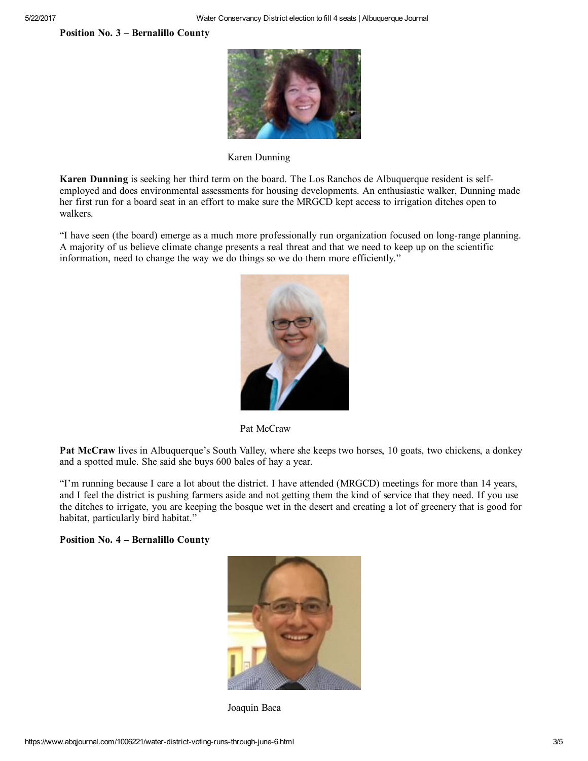**Position No. 3 – Bernalillo County**

Karen Dunning

**Karen Dunning** is seeking her third term on the board. The Los Ranchos de Albuquerque resident is self-employed and does environmental assessments for housing developments. An enthusiastic walker, Dunning made her first run for a board seat in an effort to make sure the MRGCD kept access to irrigation ditches open to walkers.

"I have seen (the board) emerge as a much more professionally run organization focused on long-range planning. A majority of us believe climate change presents a real threat and that we need to keep up on the scientific information, need to change the way we do things so we do them more efficiently."

Pat McCraw

**Pat McCraw** lives in Albuquerque's South Valley, where she keeps two horses, 10 goats, two chickens, a donkey and a spotted mule. She said she buys 600 bales of hay a year.

"I'm running because I care a lot about the district. I have attended (MRGCD) meetings for more than 14 years, and I feel the district is pushing farmers aside and not getting them the kind of service that they need. If you use the ditches to irrigate, you are keeping the bosque wet in the desert and creating a lot of greenery that is good for habitat, particularly bird habitat."

**Position No. 4 – Bernalillo County**

Joaquin Baca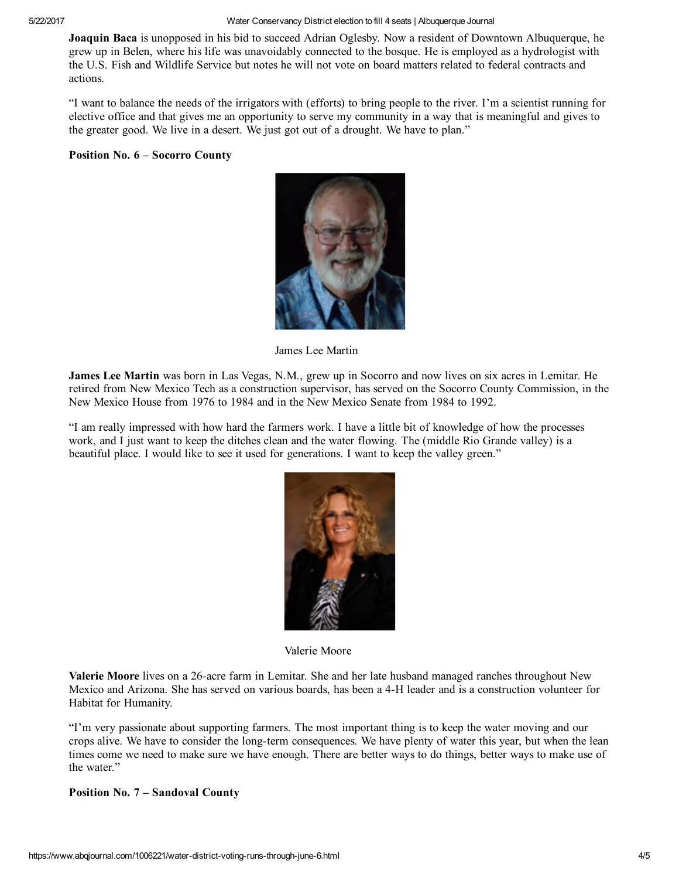**Joaquin Baca** is unopposed in his bid to succeed Adrian Oglesby. Now a resident of Downtown Albuquerque, he grew up in Belen, where his life was unavoidably connected to the bosque. He is employed as a hydrologist with the U.S. Fish and Wildlife Service but notes he will not vote on board matters related to federal contracts and actions.

"I want to balance the needs of the irrigators with (efforts) to bring people to the river. I'm a scientist running for elective office and that gives me an opportunity to serve my community in a way that is meaningful and gives to the greater good. We live in a desert. We just got out of a drought. We have to plan."

**Position No. 6 – Socorro County**

James Lee Martin

**James Lee Martin** was born in Las Vegas, N.M., grew up in Socorro and now lives on six acres in Lemitar. He retired from New Mexico Tech as a construction supervisor, has served on the Socorro County Commission, in the New Mexico House from 1976 to 1984 and in the New Mexico Senate from 1984 to 1992.

"I am really impressed with how hard the farmers work. I have a little bit of knowledge of how the processes work, and I just want to keep the ditches clean and the water flowing. The (middle Rio Grande valley) is a beautiful place. I would like to see it used for generations. I want to keep the valley green."

Valerie Moore

**Valerie Moore** lives on a 26-acre farm in Lemitar. She and her late husband managed ranches throughout New Mexico and Arizona. She has served on various boards, has been a 4-H leader and is a construction volunteer for Habitat for Humanity.

"I'm very passionate about supporting farmers. The most important thing is to keep the water moving and our crops alive. We have to consider the long-term consequences. We have plenty of water this year, but when the lean times come we need to make sure we have enough. There are better ways to do things, better ways to make use of the water."

**Position No. 7 – Sandoval County**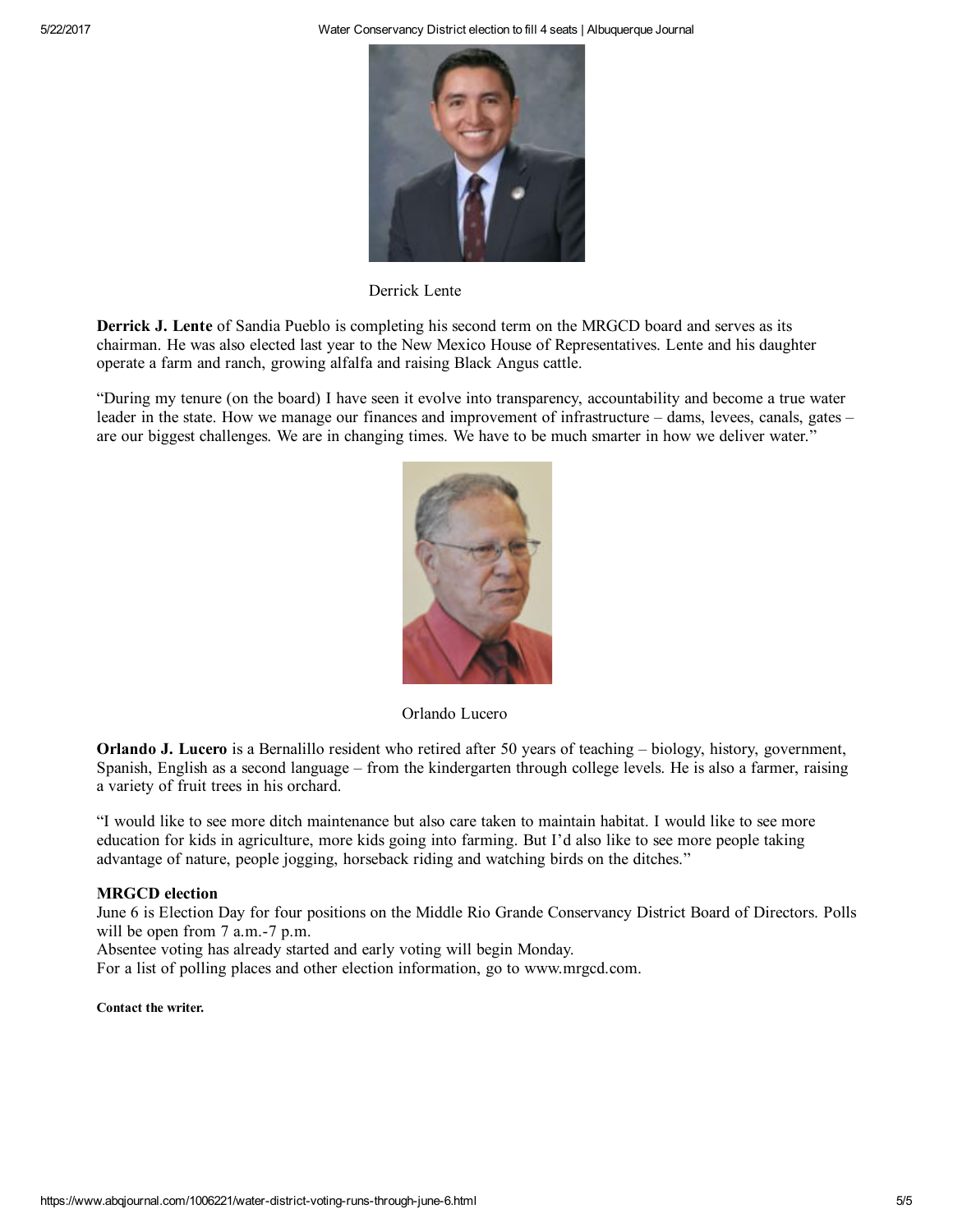Derrick Lente

**Derrick J. Lente** of Sandia Pueblo is completing his second term on the MRGCD board and serves as its chairman. He was also elected last year to the New Mexico House of Representatives. Lente and his daughter operate a farm and ranch, growing alfalfa and raising Black Angus cattle.

"During my tenure (on the board) I have seen it evolve into transparency, accountability and become a true water leader in the state. How we manage our finances and improvement of infrastructure – dams, levees, canals, gates – are our biggest challenges. We are in changing times. We have to be much smarter in how we deliver water."

Orlando Lucero

**Orlando J. Lucero** is a Bernalillo resident who retired after 50 years of teaching – biology, history, government, Spanish, English as a second language – from the kindergarten through college levels. He is also a farmer, raising a variety of fruit trees in his orchard.

"I would like to see more ditch maintenance but also care taken to maintain habitat. I would like to see more education for kids in agriculture, more kids going into farming. But I'd also like to see more people taking advantage of nature, people jogging, horseback riding and watching birds on the ditches."

**MRGCD election**

June 6 is Election Day for four positions on the Middle Rio Grande Conservancy District Board of Directors. Polls will be open from 7 a.m.-7 p.m.

Absentee voting has already started and early voting will begin Monday.

For a list of polling places and other election information, go to www.mrgcd.com.

**Contact the writer.**